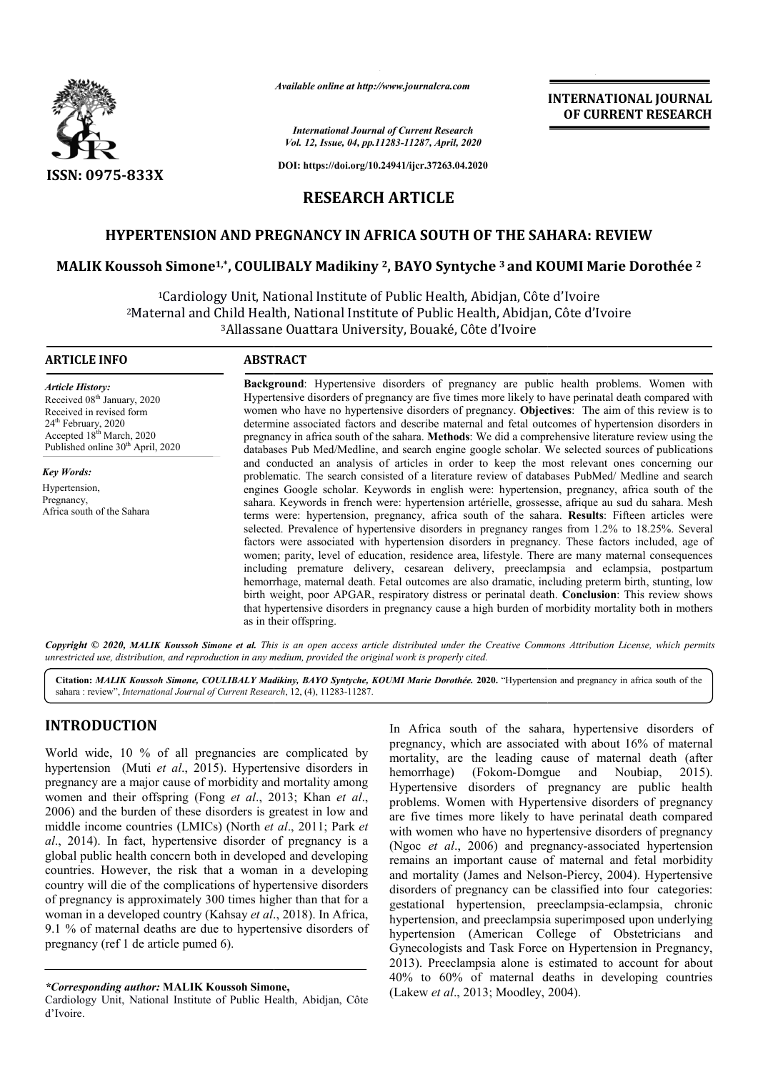*Available online at http://www.journalcra.com*

*International Journal of Current Research*
*Vol. 12, Issue, 04, pp.11283-11287, April, 2020*

**DOI: https://doi.org/10.24941/ijcr.37263.04.2020**

**ISSN: 0975-833X**

**INTERNATIONAL JOURNAL OF CURRENT RESEARCH**

# RESEARCH ARTICLE

## HYPERTENSION AND PREGNANCY IN AFRICA SOUTH OF THE SAHARA: REVIEW

**MALIK Koussoh Simone[1,*], COULIBALY Madikiny [2], BAYO Syntyche [3] and KOUMI Marie Dorothée [2]**

[1]Cardiology Unit, National Institute of Public Health, Abidjan, Côte d'Ivoire
[2]Maternal and Child Health, National Institute of Public Health, Abidjan, Côte d'Ivoire
[3]Allassane Ouattara University, Bouaké, Côte d'Ivoire

### ARTICLE INFO

*Article History:*
Received 08th January, 2020
Received in revised form 24th February, 2020
Accepted 18th March, 2020
Published online 30th April, 2020

*Key Words:*
Hypertension,
Pregnancy,
Africa south of the Sahara

### ABSTRACT

**Background**: Hypertensive disorders of pregnancy are public health problems. Women with Hypertensive disorders of pregnancy are five times more likely to have perinatal death compared with women who have no hypertensive disorders of pregnancy. **Objectives**: The aim of this review is to determine associated factors and describe maternal and fetal outcomes of hypertension disorders in pregnancy in africa south of the sahara. **Methods**: We did a comprehensive literature review using the databases Pub Med/Medline, and search engine google scholar. We selected sources of publications and conducted an analysis of articles in order to keep the most relevant ones concerning our problematic. The search consisted of a literature review of databases PubMed/ Medline and search engines Google scholar. Keywords in english were: hypertension, pregnancy, africa south of the sahara. Keywords in french were: hypertension artérielle, grossesse, afrique au sud du sahara. Mesh terms were: hypertension, pregnancy, africa south of the sahara. **Results**: Fifteen articles were selected. Prevalence of hypertensive disorders in pregnancy ranges from 1.2% to 18.25%. Several factors were associated with hypertension disorders in pregnancy. These factors included, age of women; parity, level of education, residence area, lifestyle. There are many maternal consequences including premature delivery, cesarean delivery, preeclampsia and eclampsia, postpartum hemorrhage, maternal death. Fetal outcomes are also dramatic, including preterm birth, stunting, low birth weight, poor APGAR, respiratory distress or perinatal death. **Conclusion**: This review shows that hypertensive disorders in pregnancy cause a high burden of morbidity mortality both in mothers as in their offspring.

*Copyright © 2020, MALIK Koussoh Simone et al. This is an open access article distributed under the Creative Commons Attribution License, which permits unrestricted use, distribution, and reproduction in any medium, provided the original work is properly cited.*

**Citation:** *MALIK Koussoh Simone, COULIBALY Madikiny, BAYO Syntyche, KOUMI Marie Dorothée.* **2020.** "Hypertension and pregnancy in africa south of the sahara : review", *International Journal of Current Research*, 12, (4), 11283-11287.

## INTRODUCTION

World wide, 10 % of all pregnancies are complicated by hypertension (Muti *et al*., 2015). Hypertensive disorders in pregnancy are a major cause of morbidity and mortality among women and their offspring (Fong *et al*., 2013; Khan *et al*., 2006) and the burden of these disorders is greatest in low and middle income countries (LMICs) (North *et al*., 2011; Park *et al*., 2014). In fact, hypertensive disorder of pregnancy is a global public health concern both in developed and developing countries. However, the risk that a woman in a developing country will die of the complications of hypertensive disorders of pregnancy is approximately 300 times higher than that for a woman in a developed country (Kahsay *et al*., 2018). In Africa, 9.1 % of maternal deaths are due to hypertensive disorders of pregnancy (ref 1 de article pumed 6).

In Africa south of the sahara, hypertensive disorders of pregnancy, which are associated with about 16% of maternal mortality, are the leading cause of maternal death (after hemorrhage) (Fokom-Domgue and Noubiap, 2015). Hypertensive disorders of pregnancy are public health problems. Women with Hypertensive disorders of pregnancy are five times more likely to have perinatal death compared with women who have no hypertensive disorders of pregnancy (Ngoc *et al*., 2006) and pregnancy-associated hypertension remains an important cause of maternal and fetal morbidity and mortality (James and Nelson-Piercy, 2004). Hypertensive disorders of pregnancy can be classified into four categories: gestational hypertension, preeclampsia-eclampsia, chronic hypertension, and preeclampsia superimposed upon underlying hypertension (American College of Obstetricians and Gynecologists and Task Force on Hypertension in Pregnancy, 2013). Preeclampsia alone is estimated to account for about 40% to 60% of maternal deaths in developing countries (Lakew *et al*., 2013; Moodley, 2004).

*\*Corresponding author:* **MALIK Koussoh Simone,**
Cardiology Unit, National Institute of Public Health, Abidjan, Côte d'Ivoire.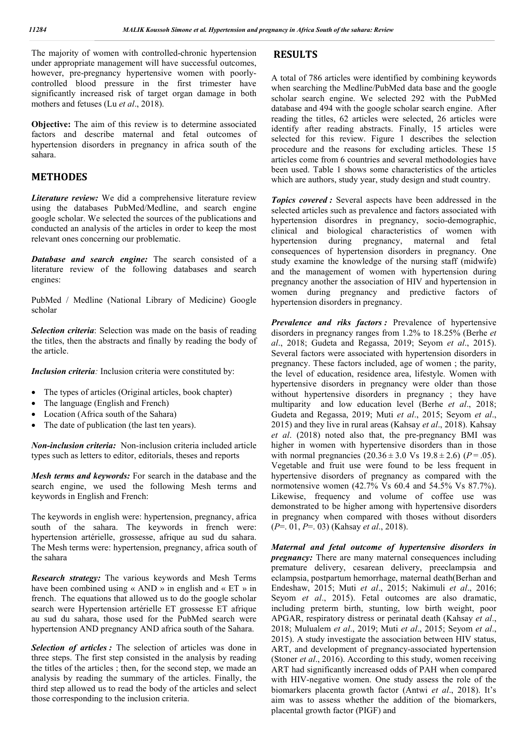The majority of women with controlled-chronic hypertension under appropriate management will have successful outcomes, however, pre-pregnancy hypertensive women with poorly-controlled blood pressure in the first trimester have significantly increased risk of target organ damage in both mothers and fetuses (Lu *et al*., 2018).

**Objective:** The aim of this review is to determine associated factors and describe maternal and fetal outcomes of hypertension disorders in pregnancy in africa south of the sahara.

## METHODES

***Literature review:*** We did a comprehensive literature review using the databases PubMed/Medline, and search engine google scholar. We selected the sources of the publications and conducted an analysis of the articles in order to keep the most relevant ones concerning our problematic.

***Database and search engine:*** The search consisted of a literature review of the following databases and search engines:

PubMed / Medline (National Library of Medicine) Google scholar

***Selection criteria***: Selection was made on the basis of reading the titles, then the abstracts and finally by reading the body of the article.

***Inclusion criteria:*** Inclusion criteria were constituted by:

- The types of articles (Original articles, book chapter)
- The language (English and French)
- Location (Africa south of the Sahara)
- The date of publication (the last ten years).

***Non-inclusion criteria:*** Non-inclusion criteria included article types such as letters to editor, editorials, theses and reports

***Mesh terms and keywords:*** For search in the database and the search engine, we used the following Mesh terms and keywords in English and French:

The keywords in english were: hypertension, pregnancy, africa south of the sahara. The keywords in french were: hypertension artérielle, grossesse, afrique au sud du sahara. The Mesh terms were: hypertension, pregnancy, africa south of the sahara

***Research strategy:*** The various keywords and Mesh Terms have been combined using « AND » in english and « ET » in french. The equations that allowed us to do the google scholar search were Hypertension artérielle ET grossesse ET afrique au sud du sahara, those used for the PubMed search were hypertension AND pregnancy AND africa south of the Sahara.

***Selection of articles :*** The selection of articles was done in three steps. The first step consisted in the analysis by reading the titles of the articles ; then, for the second step, we made an analysis by reading the summary of the articles. Finally, the third step allowed us to read the body of the articles and select those corresponding to the inclusion criteria.

## RESULTS

A total of 786 articles were identified by combining keywords when searching the Medline/PubMed data base and the google scholar search engine. We selected 292 with the PubMed database and 494 with the google scholar search engine. After reading the titles, 62 articles were selected, 26 articles were identify after reading abstracts. Finally, 15 articles were selected for this review. Figure 1 describes the selection procedure and the reasons for excluding articles. These 15 articles come from 6 countries and several methodologies have been used. Table 1 shows some characteristics of the articles which are authors, study year, study design and studt country.

***Topics covered :*** Several aspects have been addressed in the selected articles such as prevalence and factors associated with hypertension disordres in pregnancy, socio-demographic, clinical and biological characteristics of women with hypertension during pregnancy, maternal and fetal consequences of hypertension disorders in pregnancy. One study examine the knowledge of the nursing staff (midwife) and the management of women with hypertension during pregnancy another the association of HIV and hypertension in women during pregnancy and predictive factors of hypertension disorders in pregnancy.

***Prevalence and riks factors :*** Prevalence of hypertensive disorders in pregnancy ranges from 1.2% to 18.25% (Berhe *et al*., 2018; Gudeta and Regassa, 2019; Seyom *et al*., 2015). Several factors were associated with hypertension disorders in pregnancy. These factors included, age of women ; the parity, the level of education, residence area, lifestyle. Women with hypertensive disorders in pregnancy were older than those without hypertensive disorders in pregnancy ; they have multiparity and low education level (Berhe *et al*., 2018; Gudeta and Regassa, 2019; Muti *et al*., 2015; Seyom *et al*., 2015) and they live in rural areas (Kahsay *et al*., 2018). Kahsay *et al*. (2018) noted also that, the pre-pregnancy BMI was higher in women with hypertensive disorders than in those with normal pregnancies ($20.36 \pm 3.0$ Vs $19.8 \pm 2.6$) ($P = .05$). Vegetable and fruit use were found to be less frequent in hypertensive disorders of pregnancy as compared with the normotensive women (42.7% Vs 60.4 and 54.5% Vs 87.7%). Likewise, frequency and volume of coffee use was demonstrated to be higher among with hypertensive disorders in pregnancy when compared with thoses without disorders ($P$=. 01, $P$=. 03) (Kahsay *et al*., 2018).

***Maternal and fetal outcome of hypertensive disorders in pregnancy:*** There are many maternal consequences including premature delivery, cesarean delivery, preeclampsia and eclampsia, postpartum hemorrhage, maternal death(Berhan and Endeshaw, 2015; Muti *et al*., 2015; Nakimuli *et al*., 2016; Seyom *et al*., 2015). Fetal outcomes are also dramatic, including preterm birth, stunting, low birth weight, poor APGAR, respiratory distress or perinatal death (Kahsay *et al*., 2018; Mulualem *et al*., 2019; Muti *et al*., 2015; Seyom *et al*., 2015). A study investigate the association between HIV status, ART, and development of pregnancy-associated hypertension (Stoner *et al*., 2016). According to this study, women receiving ART had significantly increased odds of PAH when compared with HIV-negative women. One study assess the role of the biomarkers placenta growth factor (Antwi *et al*., 2018). It's aim was to assess whether the addition of the biomarkers, placental growth factor (PIGF) and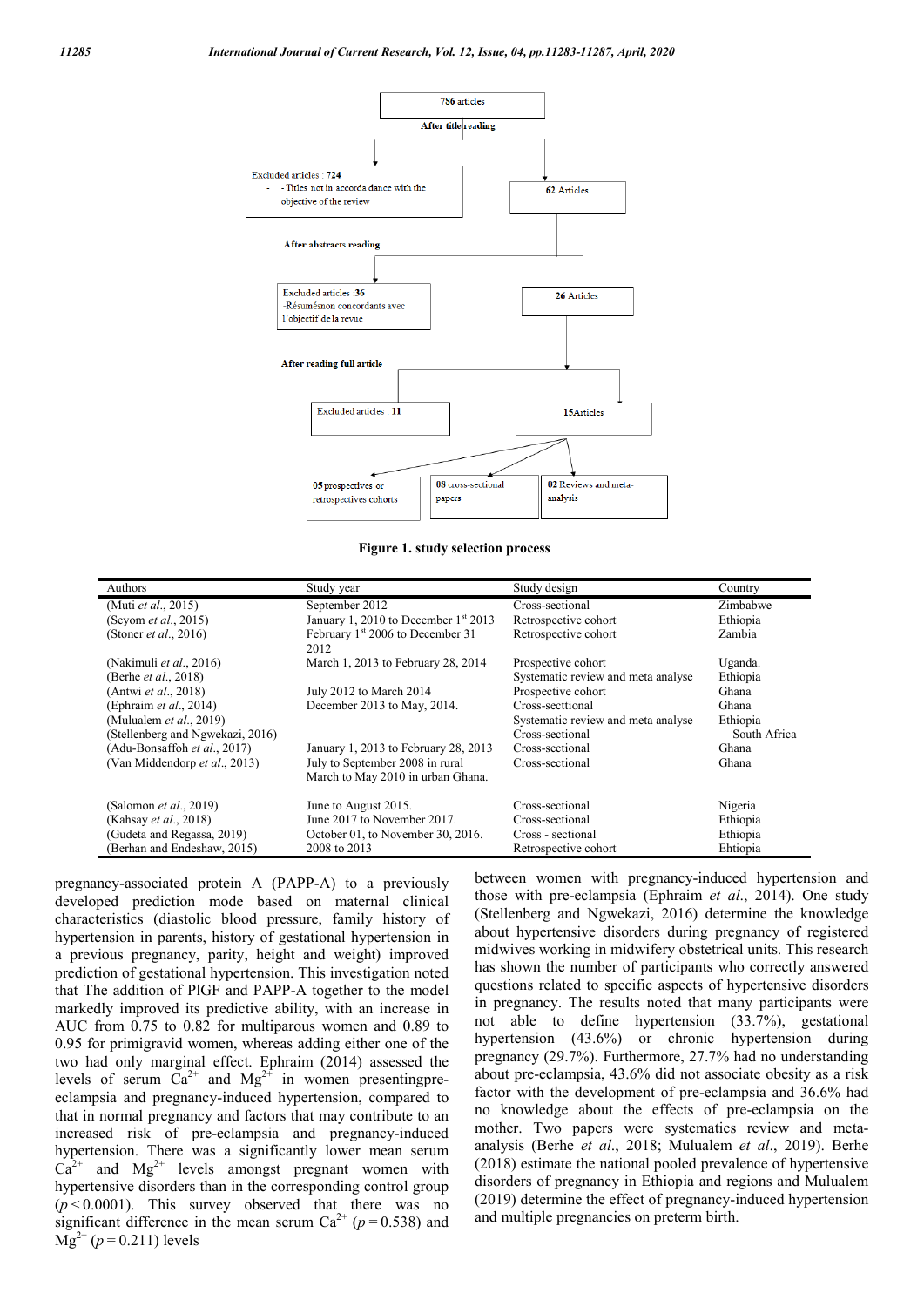786 articles

After title reading

Excluded articles : 724
- - Titles not in accorda dance with the objective of the review

62 Articles

After abstracts reading

Excluded articles :36
-Résumésnon concordants avec l'objectif de la revue

26 Articles

After reading full article

Excluded articles : 11

15Articles

05 prospectives or retrospectives cohorts

08 cross-sectional papers

02 Reviews and meta-analysis

**Figure 1. study selection process**

| Authors | Study year | Study design | Country |
|---|---|---|---|
| (Muti *et al.*, 2015) | September 2012 | Cross-sectional | Zimbabwe |
| (Seyom *et al.*, 2015) | January 1, 2010 to December 1st 2013 | Retrospective cohort | Ethiopia |
| (Stoner *et al.*, 2016) | February 1st 2006 to December 31 2012 | Retrospective cohort | Zambia |
| (Nakimuli *et al.*, 2016) | March 1, 2013 to February 28, 2014 | Prospective cohort | Uganda. |
| (Berhe *et al.*, 2018) | | Systematic review and meta analyse | Ethiopia |
| (Antwi *et al.*, 2018) | July 2012 to March 2014 | Prospective cohort | Ghana |
| (Ephraim *et al.*, 2014) | December 2013 to May, 2014. | Cross-secttional | Ghana |
| (Mulualem *et al.*, 2019) | | Systematic review and meta analyse | Ethiopia |
| (Stellenberg and Ngwekazi, 2016) | | Cross-sectional | South Africa |
| (Adu-Bonsaffoh *et al.*, 2017) | January 1, 2013 to February 28, 2013 | Cross-sectional | Ghana |
| (Van Middendorp *et al.*, 2013) | July to September 2008 in rural March to May 2010 in urban Ghana. | Cross-sectional | Ghana |
| (Salomon *et al.*, 2019) | June to August 2015. | Cross-sectional | Nigeria |
| (Kahsay *et al.*, 2018) | June 2017 to November 2017. | Cross-sectional | Ethiopia |
| (Gudeta and Regassa, 2019) | October 01, to November 30, 2016. | Cross - sectional | Ethiopia |
| (Berhan and Endeshaw, 2015) | 2008 to 2013 | Retrospective cohort | Ehtiopia |

pregnancy-associated protein A (PAPP-A) to a previously developed prediction mode based on maternal clinical characteristics (diastolic blood pressure, family history of hypertension in parents, history of gestational hypertension in a previous pregnancy, parity, height and weight) improved prediction of gestational hypertension. This investigation noted that The addition of PlGF and PAPP-A together to the model markedly improved its predictive ability, with an increase in AUC from 0.75 to 0.82 for multiparous women and 0.89 to 0.95 for primigravid women, whereas adding either one of the two had only marginal effect. Ephraim (2014) assessed the levels of serum $Ca^{2+}$ and $Mg^{2+}$ in women presentingpre-eclampsia and pregnancy-induced hypertension, compared to that in normal pregnancy and factors that may contribute to an increased risk of pre-eclampsia and pregnancy-induced hypertension. There was a significantly lower mean serum $Ca^{2+}$ and $Mg^{2+}$ levels amongst pregnant women with hypertensive disorders than in the corresponding control group ($p < 0.0001$). This survey observed that there was no significant difference in the mean serum $Ca^{2+}$ ($p = 0.538$) and $Mg^{2+}$ ($p = 0.211$) levels between women with pregnancy-induced hypertension and those with pre-eclampsia (Ephraim *et al.*, 2014). One study (Stellenberg and Ngwekazi, 2016) determine the knowledge about hypertensive disorders during pregnancy of registered midwives working in midwifery obstetrical units. This research has shown the number of participants who correctly answered questions related to specific aspects of hypertensive disorders in pregnancy. The results noted that many participants were not able to define hypertension (33.7%), gestational hypertension (43.6%) or chronic hypertension during pregnancy (29.7%). Furthermore, 27.7% had no understanding about pre-eclampsia, 43.6% did not associate obesity as a risk factor with the development of pre-eclampsia and 36.6% had no knowledge about the effects of pre-eclampsia on the mother. Two papers were systematics review and meta-analysis (Berhe *et al.*, 2018; Mulualem *et al.*, 2019). Berhe (2018) estimate the national pooled prevalence of hypertensive disorders of pregnancy in Ethiopia and regions and Mulualem (2019) determine the effect of pregnancy-induced hypertension and multiple pregnancies on preterm birth.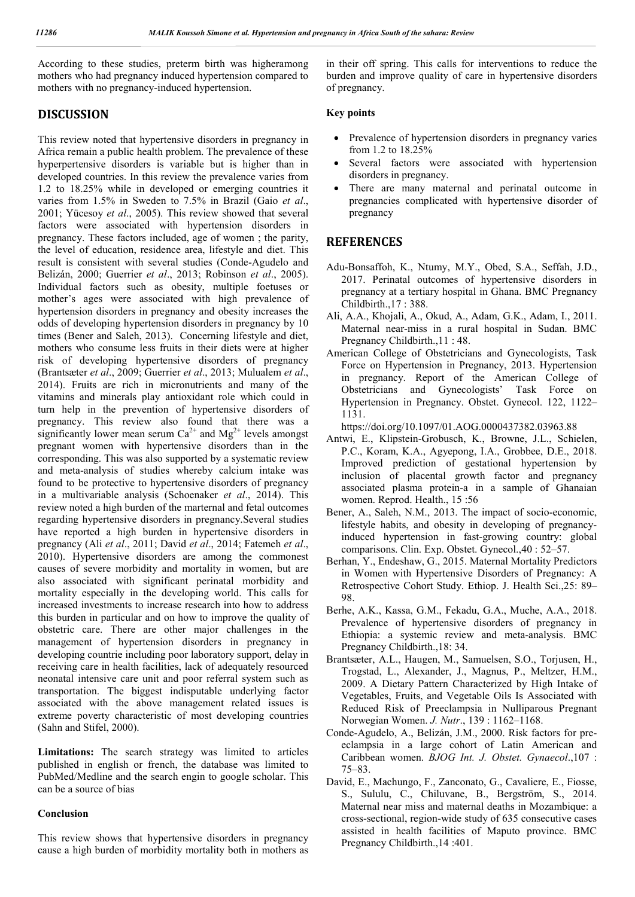According to these studies, preterm birth was higheramong mothers who had pregnancy induced hypertension compared to mothers with no pregnancy-induced hypertension.

## DISCUSSION

This review noted that hypertensive disorders in pregnancy in Africa remain a public health problem. The prevalence of these hyperpertensive disorders is variable but is higher than in developed countries. In this review the prevalence varies from 1.2 to 18.25% while in developed or emerging countries it varies from 1.5% in Sweden to 7.5% in Brazil (Gaio *et al*., 2001; Yücesoy *et al*., 2005). This review showed that several factors were associated with hypertension disorders in pregnancy. These factors included, age of women ; the parity, the level of education, residence area, lifestyle and diet. This result is consistent with several studies (Conde-Agudelo and Belizán, 2000; Guerrier *et al*., 2013; Robinson *et al*., 2005). Individual factors such as obesity, multiple foetuses or mother's ages were associated with high prevalence of hypertension disorders in pregnancy and obesity increases the odds of developing hypertension disorders in pregnancy by 10 times (Bener and Saleh, 2013). Concerning lifestyle and diet, mothers who consume less fruits in their diets were at higher risk of developing hypertensive disorders of pregnancy (Brantsæter *et al*., 2009; Guerrier *et al*., 2013; Mulualem *et al*., 2014). Fruits are rich in micronutrients and many of the vitamins and minerals play antioxidant role which could in turn help in the prevention of hypertensive disorders of pregnancy. This review also found that there was a significantly lower mean serum $Ca^{2+}$ and $Mg^{2+}$ levels amongst pregnant women with hypertensive disorders than in the corresponding. This was also supported by a systematic review and meta-analysis of studies whereby calcium intake was found to be protective to hypertensive disorders of pregnancy in a multivariable analysis (Schoenaker *et al*., 2014). This review noted a high burden of the marternal and fetal outcomes regarding hypertensive disorders in pregnancy.Several studies have reported a high burden in hypertensive disorders in pregnancy (Ali *et al*., 2011; David *et al*., 2014; Fatemeh *et al*., 2010). Hypertensive disorders are among the commonest causes of severe morbidity and mortality in women, but are also associated with significant perinatal morbidity and mortality especially in the developing world. This calls for increased investments to increase research into how to address this burden in particular and on how to improve the quality of obstetric care. There are other major challenges in the management of hypertension disorders in pregnancy in developing countrie including poor laboratory support, delay in receiving care in health facilities, lack of adequately resourced neonatal intensive care unit and poor referral system such as transportation. The biggest indisputable underlying factor associated with the above management related issues is extreme poverty characteristic of most developing countries (Sahn and Stifel, 2000).

**Limitations:** The search strategy was limited to articles published in english or french, the database was limited to PubMed/Medline and the search engin to google scholar. This can be a source of bias

### Conclusion

This review shows that hypertensive disorders in pregnancy cause a high burden of morbidity mortality both in mothers as in their off spring. This calls for interventions to reduce the burden and improve quality of care in hypertensive disorders of pregnancy.

### Key points

- Prevalence of hypertension disorders in pregnancy varies from 1.2 to 18.25%
- Several factors were associated with hypertension disorders in pregnancy.
- There are many maternal and perinatal outcome in pregnancies complicated with hypertensive disorder of pregnancy

## REFERENCES

Adu-Bonsaffoh, K., Ntumy, M.Y., Obed, S.A., Seffah, J.D., 2017. Perinatal outcomes of hypertensive disorders in pregnancy at a tertiary hospital in Ghana. BMC Pregnancy Childbirth.,17 : 388.

Ali, A.A., Khojali, A., Okud, A., Adam, G.K., Adam, I., 2011. Maternal near-miss in a rural hospital in Sudan. BMC Pregnancy Childbirth.,11 : 48.

American College of Obstetricians and Gynecologists, Task Force on Hypertension in Pregnancy, 2013. Hypertension in pregnancy. Report of the American College of Obstetricians and Gynecologists' Task Force on Hypertension in Pregnancy. Obstet. Gynecol. 122, 1122–1131. https://doi.org/10.1097/01.AOG.0000437382.03963.88

Antwi, E., Klipstein-Grobusch, K., Browne, J.L., Schielen, P.C., Koram, K.A., Agyepong, I.A., Grobbee, D.E., 2018. Improved prediction of gestational hypertension by inclusion of placental growth factor and pregnancy associated plasma protein-a in a sample of Ghanaian women. Reprod. Health., 15 :56

Bener, A., Saleh, N.M., 2013. The impact of socio-economic, lifestyle habits, and obesity in developing of pregnancy-induced hypertension in fast-growing country: global comparisons. Clin. Exp. Obstet. Gynecol.,40 : 52–57.

Berhan, Y., Endeshaw, G., 2015. Maternal Mortality Predictors in Women with Hypertensive Disorders of Pregnancy: A Retrospective Cohort Study. Ethiop. J. Health Sci.,25: 89–98.

Berhe, A.K., Kassa, G.M., Fekadu, G.A., Muche, A.A., 2018. Prevalence of hypertensive disorders of pregnancy in Ethiopia: a systemic review and meta-analysis. BMC Pregnancy Childbirth.,18: 34.

Brantsæter, A.L., Haugen, M., Samuelsen, S.O., Torjusen, H., Trogstad, L., Alexander, J., Magnus, P., Meltzer, H.M., 2009. A Dietary Pattern Characterized by High Intake of Vegetables, Fruits, and Vegetable Oils Is Associated with Reduced Risk of Preeclampsia in Nulliparous Pregnant Norwegian Women. *J. Nutr*., 139 : 1162–1168.

Conde-Agudelo, A., Belizán, J.M., 2000. Risk factors for pre-eclampsia in a large cohort of Latin American and Caribbean women. *BJOG Int. J. Obstet. Gynaecol*.,107 : 75–83.

David, E., Machungo, F., Zanconato, G., Cavaliere, E., Fiosse, S., Sululu, C., Chiluvane, B., Bergström, S., 2014. Maternal near miss and maternal deaths in Mozambique: a cross-sectional, region-wide study of 635 consecutive cases assisted in health facilities of Maputo province. BMC Pregnancy Childbirth.,14 :401.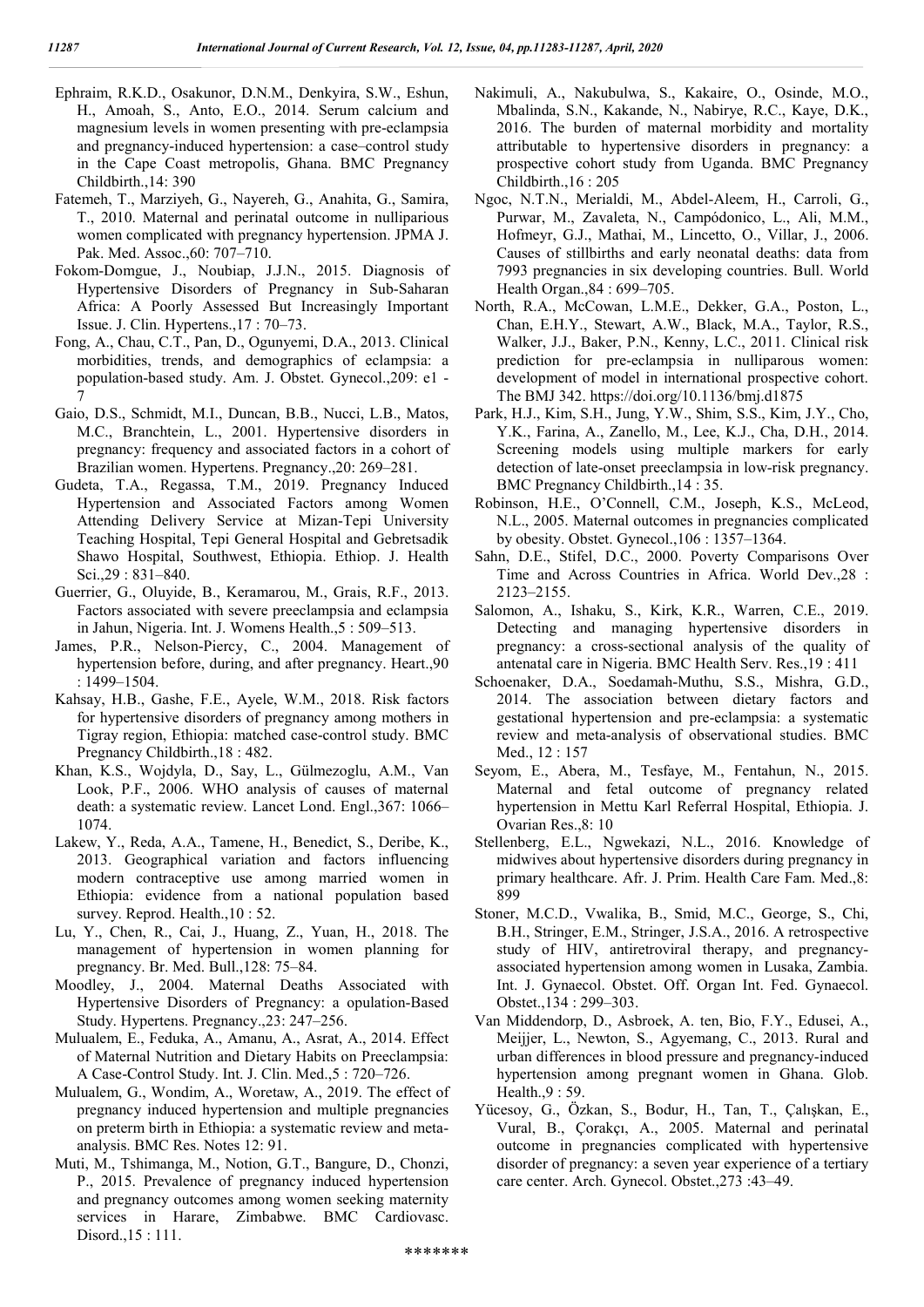Ephraim, R.K.D., Osakunor, D.N.M., Denkyira, S.W., Eshun, H., Amoah, S., Anto, E.O., 2014. Serum calcium and magnesium levels in women presenting with pre-eclampsia and pregnancy-induced hypertension: a case–control study in the Cape Coast metropolis, Ghana. BMC Pregnancy Childbirth.,14: 390

Fatemeh, T., Marziyeh, G., Nayereh, G., Anahita, G., Samira, T., 2010. Maternal and perinatal outcome in nulliparious women complicated with pregnancy hypertension. JPMA J. Pak. Med. Assoc.,60: 707–710.

Fokom-Domgue, J., Noubiap, J.J.N., 2015. Diagnosis of Hypertensive Disorders of Pregnancy in Sub-Saharan Africa: A Poorly Assessed But Increasingly Important Issue. J. Clin. Hypertens.,17 : 70–73.

Fong, A., Chau, C.T., Pan, D., Ogunyemi, D.A., 2013. Clinical morbidities, trends, and demographics of eclampsia: a population-based study. Am. J. Obstet. Gynecol.,209: e1 - 7

Gaio, D.S., Schmidt, M.I., Duncan, B.B., Nucci, L.B., Matos, M.C., Branchtein, L., 2001. Hypertensive disorders in pregnancy: frequency and associated factors in a cohort of Brazilian women. Hypertens. Pregnancy.,20: 269–281.

Gudeta, T.A., Regassa, T.M., 2019. Pregnancy Induced Hypertension and Associated Factors among Women Attending Delivery Service at Mizan-Tepi University Teaching Hospital, Tepi General Hospital and Gebretsadik Shawo Hospital, Southwest, Ethiopia. Ethiop. J. Health Sci.,29 : 831–840.

Guerrier, G., Oluyide, B., Keramarou, M., Grais, R.F., 2013. Factors associated with severe preeclampsia and eclampsia in Jahun, Nigeria. Int. J. Womens Health.,5 : 509–513.

James, P.R., Nelson-Piercy, C., 2004. Management of hypertension before, during, and after pregnancy. Heart.,90 : 1499–1504.

Kahsay, H.B., Gashe, F.E., Ayele, W.M., 2018. Risk factors for hypertensive disorders of pregnancy among mothers in Tigray region, Ethiopia: matched case-control study. BMC Pregnancy Childbirth.,18 : 482.

Khan, K.S., Wojdyla, D., Say, L., Gülmezoglu, A.M., Van Look, P.F., 2006. WHO analysis of causes of maternal death: a systematic review. Lancet Lond. Engl.,367: 1066–1074.

Lakew, Y., Reda, A.A., Tamene, H., Benedict, S., Deribe, K., 2013. Geographical variation and factors influencing modern contraceptive use among married women in Ethiopia: evidence from a national population based survey. Reprod. Health.,10 : 52.

Lu, Y., Chen, R., Cai, J., Huang, Z., Yuan, H., 2018. The management of hypertension in women planning for pregnancy. Br. Med. Bull.,128: 75–84.

Moodley, J., 2004. Maternal Deaths Associated with Hypertensive Disorders of Pregnancy: a opulation-Based Study. Hypertens. Pregnancy.,23: 247–256.

Mulualem, E., Feduka, A., Amanu, A., Asrat, A., 2014. Effect of Maternal Nutrition and Dietary Habits on Preeclampsia: A Case-Control Study. Int. J. Clin. Med.,5 : 720–726.

Mulualem, G., Wondim, A., Woretaw, A., 2019. The effect of pregnancy induced hypertension and multiple pregnancies on preterm birth in Ethiopia: a systematic review and meta-analysis. BMC Res. Notes 12: 91.

Muti, M., Tshimanga, M., Notion, G.T., Bangure, D., Chonzi, P., 2015. Prevalence of pregnancy induced hypertension and pregnancy outcomes among women seeking maternity services in Harare, Zimbabwe. BMC Cardiovasc. Disord.,15 : 111.

Nakimuli, A., Nakubulwa, S., Kakaire, O., Osinde, M.O., Mbalinda, S.N., Kakande, N., Nabirye, R.C., Kaye, D.K., 2016. The burden of maternal morbidity and mortality attributable to hypertensive disorders in pregnancy: a prospective cohort study from Uganda. BMC Pregnancy Childbirth.,16 : 205

Ngoc, N.T.N., Merialdi, M., Abdel-Aleem, H., Carroli, G., Purwar, M., Zavaleta, N., Campódonico, L., Ali, M.M., Hofmeyr, G.J., Mathai, M., Lincetto, O., Villar, J., 2006. Causes of stillbirths and early neonatal deaths: data from 7993 pregnancies in six developing countries. Bull. World Health Organ.,84 : 699–705.

North, R.A., McCowan, L.M.E., Dekker, G.A., Poston, L., Chan, E.H.Y., Stewart, A.W., Black, M.A., Taylor, R.S., Walker, J.J., Baker, P.N., Kenny, L.C., 2011. Clinical risk prediction for pre-eclampsia in nulliparous women: development of model in international prospective cohort. The BMJ 342. https://doi.org/10.1136/bmj.d1875

Park, H.J., Kim, S.H., Jung, Y.W., Shim, S.S., Kim, J.Y., Cho, Y.K., Farina, A., Zanello, M., Lee, K.J., Cha, D.H., 2014. Screening models using multiple markers for early detection of late-onset preeclampsia in low-risk pregnancy. BMC Pregnancy Childbirth.,14 : 35.

Robinson, H.E., O'Connell, C.M., Joseph, K.S., McLeod, N.L., 2005. Maternal outcomes in pregnancies complicated by obesity. Obstet. Gynecol.,106 : 1357–1364.

Sahn, D.E., Stifel, D.C., 2000. Poverty Comparisons Over Time and Across Countries in Africa. World Dev.,28 : 2123–2155.

Salomon, A., Ishaku, S., Kirk, K.R., Warren, C.E., 2019. Detecting and managing hypertensive disorders in pregnancy: a cross-sectional analysis of the quality of antenatal care in Nigeria. BMC Health Serv. Res.,19 : 411

Schoenaker, D.A., Soedamah-Muthu, S.S., Mishra, G.D., 2014. The association between dietary factors and gestational hypertension and pre-eclampsia: a systematic review and meta-analysis of observational studies. BMC Med., 12 : 157

Seyom, E., Abera, M., Tesfaye, M., Fentahun, N., 2015. Maternal and fetal outcome of pregnancy related hypertension in Mettu Karl Referral Hospital, Ethiopia. J. Ovarian Res.,8: 10

Stellenberg, E.L., Ngwekazi, N.L., 2016. Knowledge of midwives about hypertensive disorders during pregnancy in primary healthcare. Afr. J. Prim. Health Care Fam. Med.,8: 899

Stoner, M.C.D., Vwalika, B., Smid, M.C., George, S., Chi, B.H., Stringer, E.M., Stringer, J.S.A., 2016. A retrospective study of HIV, antiretroviral therapy, and pregnancy-associated hypertension among women in Lusaka, Zambia. Int. J. Gynaecol. Obstet. Off. Organ Int. Fed. Gynaecol. Obstet.,134 : 299–303.

Van Middendorp, D., Asbroek, A. ten, Bio, F.Y., Edusei, A., Meijjer, L., Newton, S., Agyemang, C., 2013. Rural and urban differences in blood pressure and pregnancy-induced hypertension among pregnant women in Ghana. Glob. Health.,9 : 59.

Yücesoy, G., Özkan, S., Bodur, H., Tan, T., Çalışkan, E., Vural, B., Çorakçı, A., 2005. Maternal and perinatal outcome in pregnancies complicated with hypertensive disorder of pregnancy: a seven year experience of a tertiary care center. Arch. Gynecol. Obstet.,273 :43–49.

*******